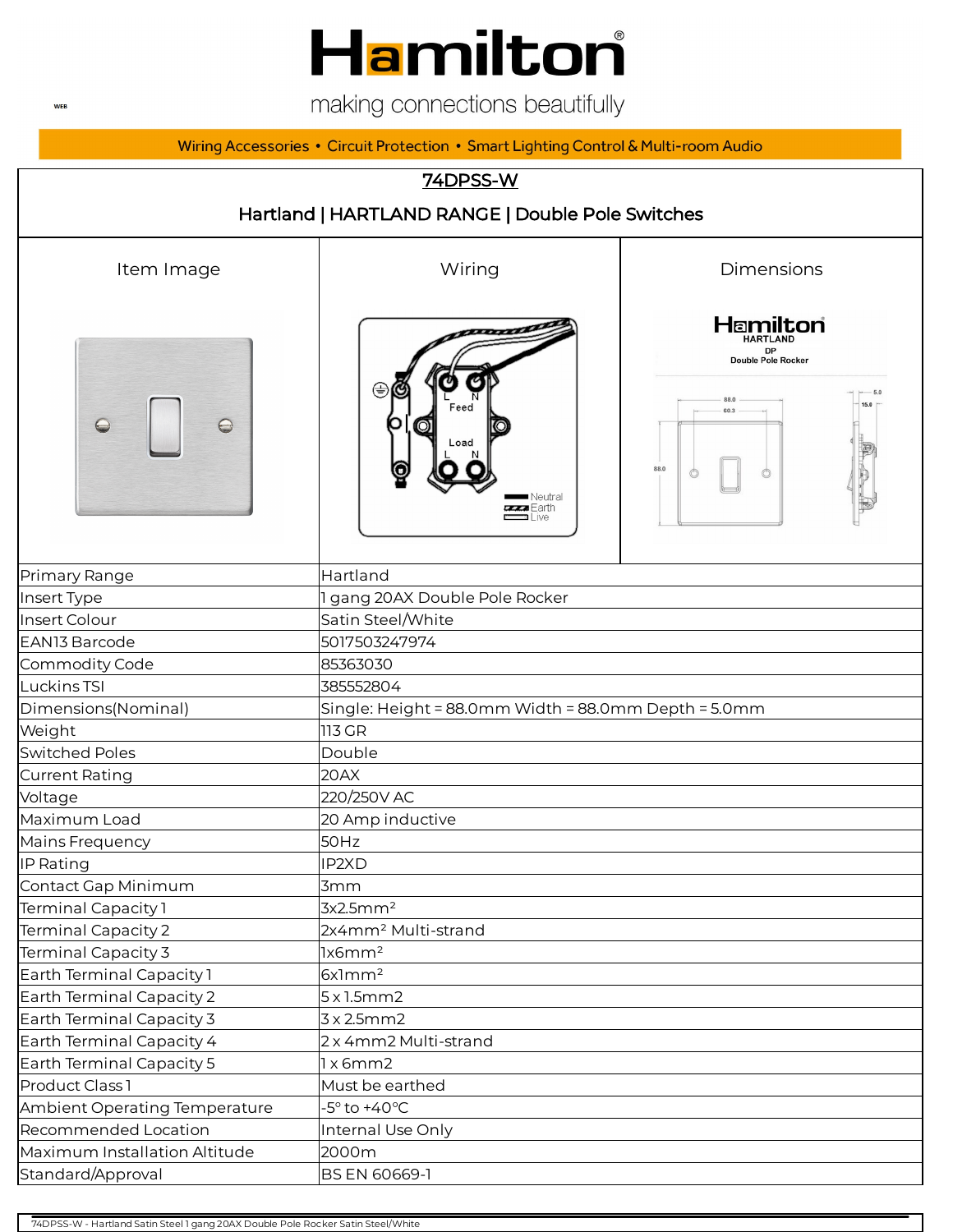# Hamilton

making connections beautifully

WEB

Wiring Accessories • Circuit Protection • Smart Lighting Control & Multi-room Audio

## 74DPSS-W

### Hartland | HARTLAND RANGE | Double Pole Switches

| Item Image | Wiring | Dimensions |
| --- | --- | --- |

| | |
| --- | --- |
| Primary Range | Hartland |
| Insert Type | 1 gang 20AX Double Pole Rocker |
| Insert Colour | Satin Steel/White |
| EAN13 Barcode | 5017503247974 |
| Commodity Code | 85363030 |
| Luckins TSI | 385552804 |
| Dimensions(Nominal) | Single: Height = 88.0mm Width = 88.0mm Depth = 5.0mm |
| Weight | 113 GR |
| Switched Poles | Double |
| Current Rating | 20AX |
| Voltage | 220/250V AC |
| Maximum Load | 20 Amp inductive |
| Mains Frequency | 50Hz |
| IP Rating | IP2XD |
| Contact Gap Minimum | 3mm |
| Terminal Capacity 1 | 3x2.5mm² |
| Terminal Capacity 2 | 2x4mm² Multi-strand |
| Terminal Capacity 3 | 1x6mm² |
| Earth Terminal Capacity 1 | 6x1mm² |
| Earth Terminal Capacity 2 | 5 x 1.5mm2 |
| Earth Terminal Capacity 3 | 3 x 2.5mm2 |
| Earth Terminal Capacity 4 | 2 x 4mm2 Multi-strand |
| Earth Terminal Capacity 5 | 1 x 6mm2 |
| Product Class 1 | Must be earthed |
| Ambient Operating Temperature | -5° to +40°C |
| Recommended Location | Internal Use Only |
| Maximum Installation Altitude | 2000m |
| Standard/Approval | BS EN 60669-1 |

74DPSS-W - Hartland Satin Steel 1 gang 20AX Double Pole Rocker Satin Steel/White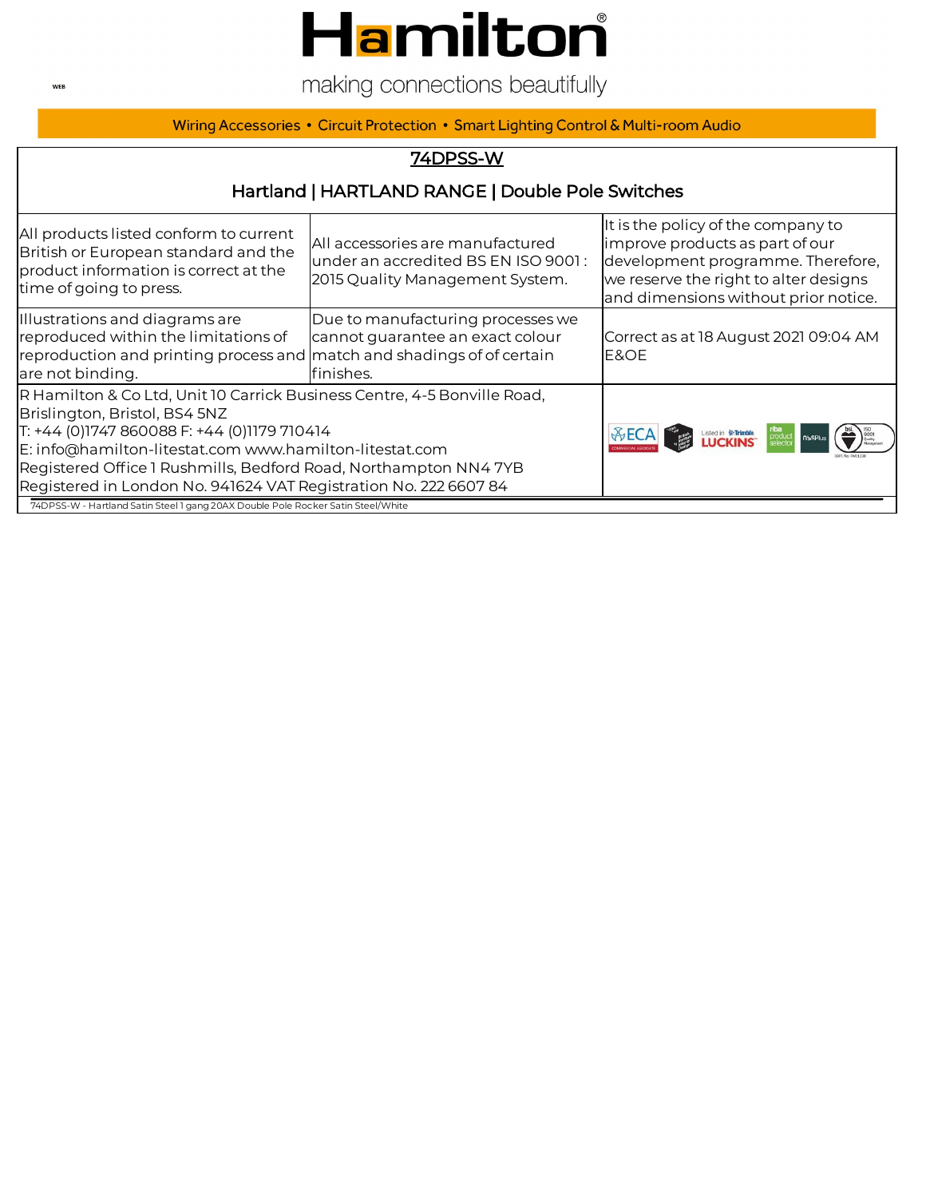Hamilton®

making connections beautifully

Wiring Accessories • Circuit Protection • Smart Lighting Control & Multi-room Audio

## 74DPSS-W

### Hartland | HARTLAND RANGE | Double Pole Switches

| | | |
|---|---|---|
| All products listed conform to current British or European standard and the product information is correct at the time of going to press. | All accessories are manufactured under an accredited BS EN ISO 9001 : 2015 Quality Management System. | It is the policy of the company to improve products as part of our development programme. Therefore, we reserve the right to alter designs and dimensions without prior notice. |
| Illustrations and diagrams are reproduced within the limitations of reproduction and printing process and are not binding. | Due to manufacturing processes we cannot guarantee an exact colour match and shadings of of certain finishes. | Correct as at 18 August 2021 09:04 AM E&OE |

R Hamilton & Co Ltd, Unit 10 Carrick Business Centre, 4-5 Bonville Road, Brislington, Bristol, BS4 5NZ
T: +44 (0)1747 860088 F: +44 (0)1179 710414
E: info@hamilton-litestat.com www.hamilton-litestat.com
Registered Office 1 Rushmills, Bedford Road, Northampton NN4 7YB
Registered in London No. 941624 VAT Registration No. 222 6607 84

74DPSS-W - Hartland Satin Steel 1 gang 20AX Double Pole Rocker Satin Steel/White